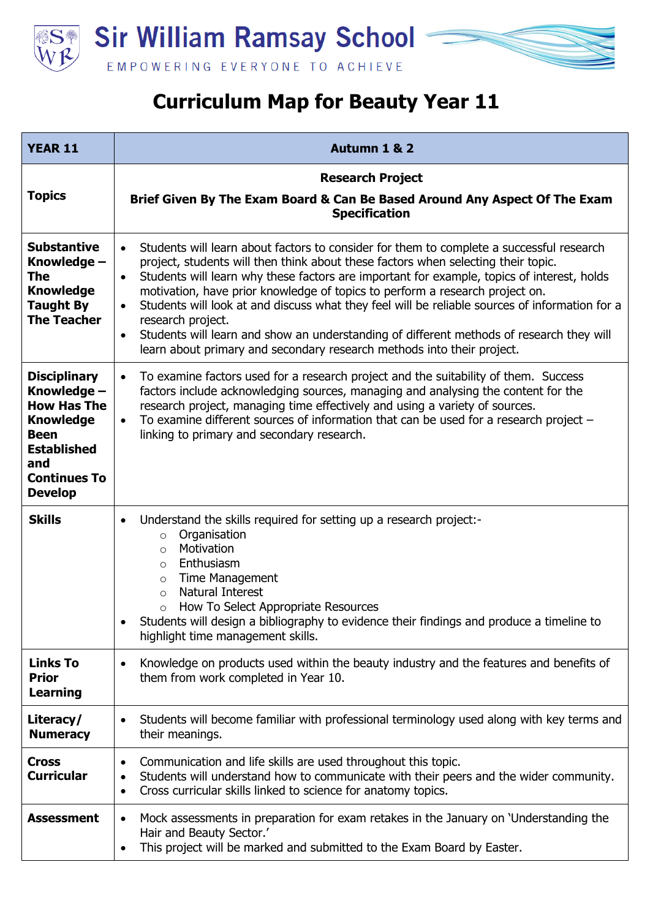Sir William Ramsay School

EMPOWERING EVERYONE TO ACHIEVE

# Curriculum Map for Beauty Year 11

| YEAR 11 | Autumn 1 & 2 |
|---|---|
| **Topics** | **Research Project**<br><br>**Brief Given By The Exam Board & Can Be Based Around Any Aspect Of The Exam Specification** |
| **Substantive Knowledge – The Knowledge Taught By The Teacher** | • Students will learn about factors to consider for them to complete a successful research project, students will then think about these factors when selecting their topic.<br>• Students will learn why these factors are important for example, topics of interest, holds motivation, have prior knowledge of topics to perform a research project on.<br>• Students will look at and discuss what they feel will be reliable sources of information for a research project.<br>• Students will learn and show an understanding of different methods of research they will learn about primary and secondary research methods into their project. |
| **Disciplinary Knowledge – How Has The Knowledge Been Established and Continues To Develop** | • To examine factors used for a research project and the suitability of them. Success factors include acknowledging sources, managing and analysing the content for the research project, managing time effectively and using a variety of sources.<br>• To examine different sources of information that can be used for a research project – linking to primary and secondary research. |
| **Skills** | • Understand the skills required for setting up a research project:-<br>  ○ Organisation<br>  ○ Motivation<br>  ○ Enthusiasm<br>  ○ Time Management<br>  ○ Natural Interest<br>  ○ How To Select Appropriate Resources<br>• Students will design a bibliography to evidence their findings and produce a timeline to highlight time management skills. |
| **Links To Prior Learning** | • Knowledge on products used within the beauty industry and the features and benefits of them from work completed in Year 10. |
| **Literacy/ Numeracy** | • Students will become familiar with professional terminology used along with key terms and their meanings. |
| **Cross Curricular** | • Communication and life skills are used throughout this topic.<br>• Students will understand how to communicate with their peers and the wider community.<br>• Cross curricular skills linked to science for anatomy topics. |
| **Assessment** | • Mock assessments in preparation for exam retakes in the January on 'Understanding the Hair and Beauty Sector.'<br>• This project will be marked and submitted to the Exam Board by Easter. |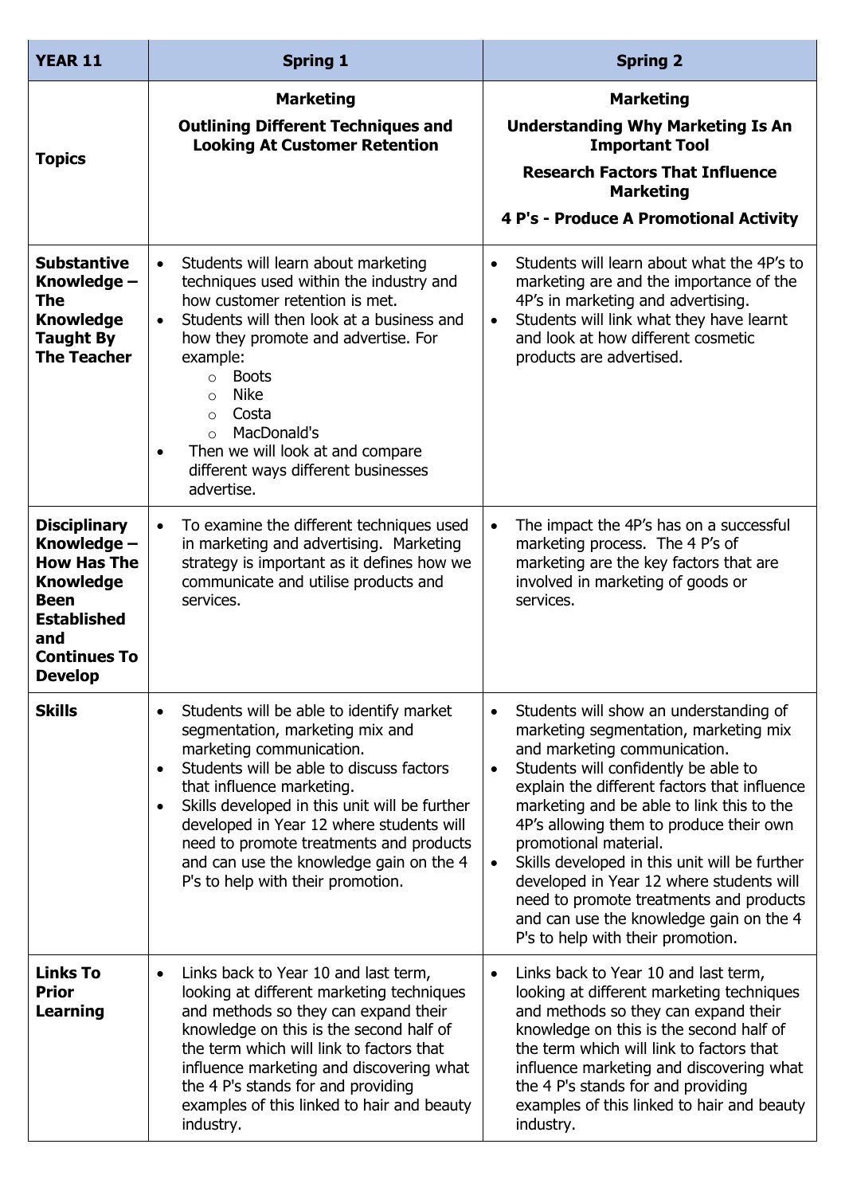| YEAR 11 | Spring 1 | Spring 2 |
| --- | --- | --- |
| **Topics** | **Marketing**<br>**Outlining Different Techniques and Looking At Customer Retention** | **Marketing**<br>**Understanding Why Marketing Is An Important Tool**<br>**Research Factors That Influence Marketing**<br>**4 P's - Produce A Promotional Activity** |
| **Substantive Knowledge – The Knowledge Taught By The Teacher** | • Students will learn about marketing techniques used within the industry and how customer retention is met.<br>• Students will then look at a business and how they promote and advertise. For example:<br>&nbsp;&nbsp;○ Boots<br>&nbsp;&nbsp;○ Nike<br>&nbsp;&nbsp;○ Costa<br>&nbsp;&nbsp;○ MacDonald's<br>• Then we will look at and compare different ways different businesses advertise. | • Students will learn about what the 4P's to marketing are and the importance of the 4P's in marketing and advertising.<br>• Students will link what they have learnt and look at how different cosmetic products are advertised. |
| **Disciplinary Knowledge – How Has The Knowledge Been Established and Continues To Develop** | • To examine the different techniques used in marketing and advertising. Marketing strategy is important as it defines how we communicate and utilise products and services. | • The impact the 4P's has on a successful marketing process. The 4 P's of marketing are the key factors that are involved in marketing of goods or services. |
| **Skills** | • Students will be able to identify market segmentation, marketing mix and marketing communication.<br>• Students will be able to discuss factors that influence marketing.<br>• Skills developed in this unit will be further developed in Year 12 where students will need to promote treatments and products and can use the knowledge gain on the 4 P's to help with their promotion. | • Students will show an understanding of marketing segmentation, marketing mix and marketing communication.<br>• Students will confidently be able to explain the different factors that influence marketing and be able to link this to the 4P's allowing them to produce their own promotional material.<br>• Skills developed in this unit will be further developed in Year 12 where students will need to promote treatments and products and can use the knowledge gain on the 4 P's to help with their promotion. |
| **Links To Prior Learning** | • Links back to Year 10 and last term, looking at different marketing techniques and methods so they can expand their knowledge on this is the second half of the term which will link to factors that influence marketing and discovering what the 4 P's stands for and providing examples of this linked to hair and beauty industry. | • Links back to Year 10 and last term, looking at different marketing techniques and methods so they can expand their knowledge on this is the second half of the term which will link to factors that influence marketing and discovering what the 4 P's stands for and providing examples of this linked to hair and beauty industry. |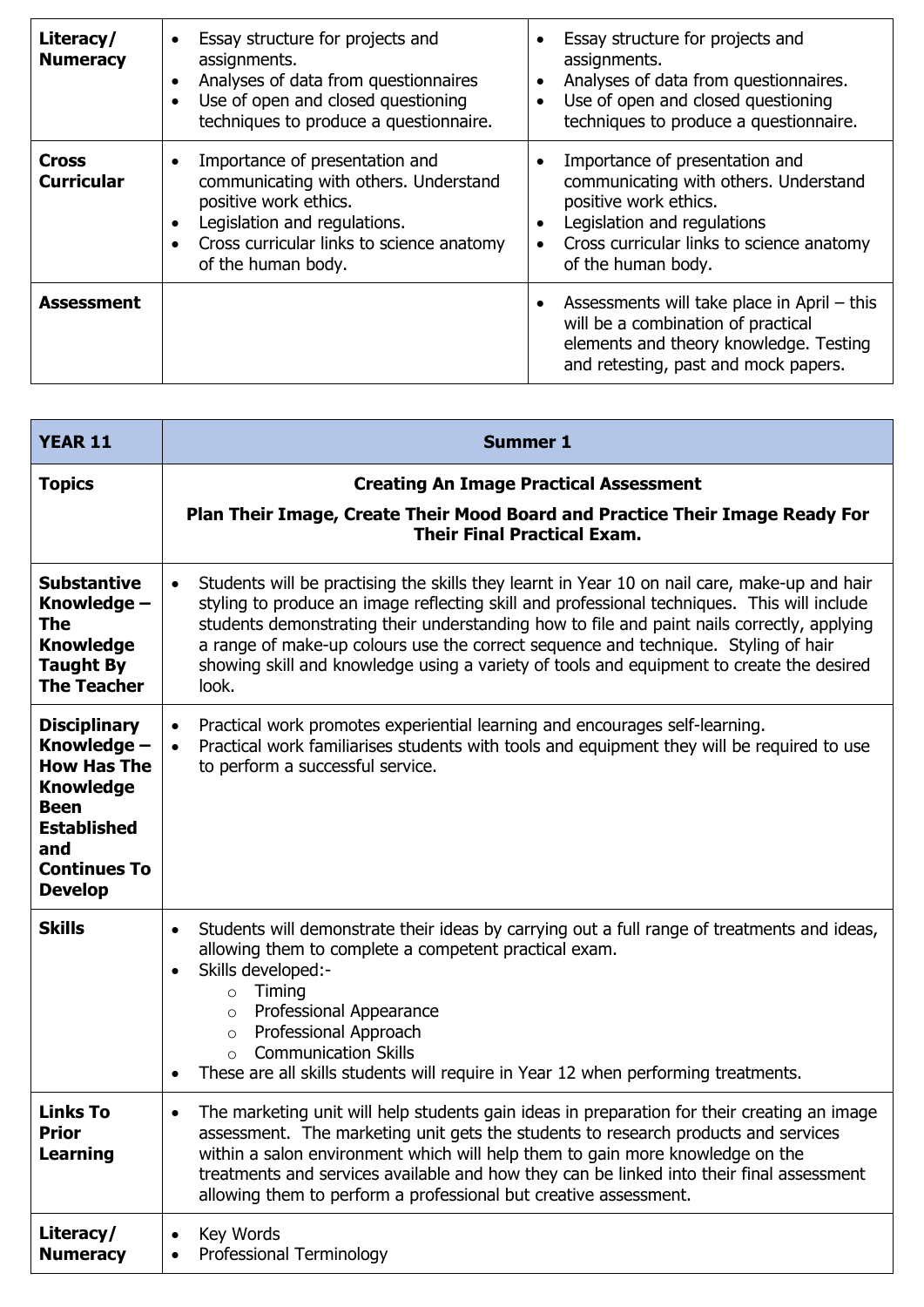| Literacy/ Numeracy | • Essay structure for projects and assignments.<br>• Analyses of data from questionnaires<br>• Use of open and closed questioning techniques to produce a questionnaire. | • Essay structure for projects and assignments.<br>• Analyses of data from questionnaires.<br>• Use of open and closed questioning techniques to produce a questionnaire. |
|---|---|---|
| **Cross Curricular** | • Importance of presentation and communicating with others. Understand positive work ethics.<br>• Legislation and regulations.<br>• Cross curricular links to science anatomy of the human body. | • Importance of presentation and communicating with others. Understand positive work ethics.<br>• Legislation and regulations<br>• Cross curricular links to science anatomy of the human body. |
| **Assessment** | | • Assessments will take place in April – this will be a combination of practical elements and theory knowledge. Testing and retesting, past and mock papers. |

| YEAR 11 | Summer 1 |
|---|---|
| **Topics** | **Creating An Image Practical Assessment**<br>**Plan Their Image, Create Their Mood Board and Practice Their Image Ready For Their Final Practical Exam.** |
| **Substantive Knowledge – The Knowledge Taught By The Teacher** | • Students will be practising the skills they learnt in Year 10 on nail care, make-up and hair styling to produce an image reflecting skill and professional techniques. This will include students demonstrating their understanding how to file and paint nails correctly, applying a range of make-up colours use the correct sequence and technique. Styling of hair showing skill and knowledge using a variety of tools and equipment to create the desired look. |
| **Disciplinary Knowledge – How Has The Knowledge Been Established and Continues To Develop** | • Practical work promotes experiential learning and encourages self-learning.<br>• Practical work familiarises students with tools and equipment they will be required to use to perform a successful service. |
| **Skills** | • Students will demonstrate their ideas by carrying out a full range of treatments and ideas, allowing them to complete a competent practical exam.<br>• Skills developed:-<br>  ○ Timing<br>  ○ Professional Appearance<br>  ○ Professional Approach<br>  ○ Communication Skills<br>• These are all skills students will require in Year 12 when performing treatments. |
| **Links To Prior Learning** | • The marketing unit will help students gain ideas in preparation for their creating an image assessment. The marketing unit gets the students to research products and services within a salon environment which will help them to gain more knowledge on the treatments and services available and how they can be linked into their final assessment allowing them to perform a professional but creative assessment. |
| **Literacy/ Numeracy** | • Key Words<br>• Professional Terminology |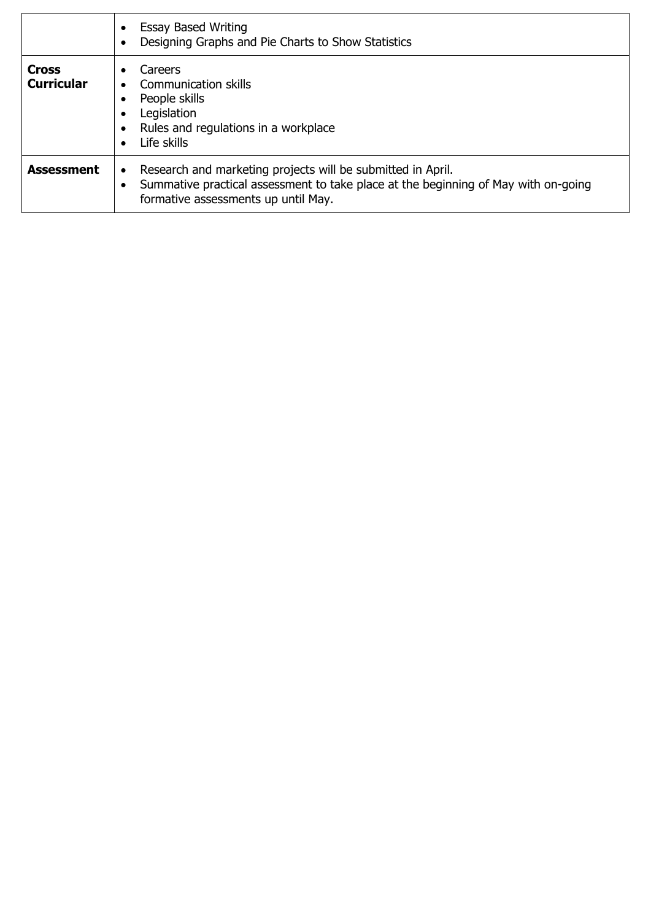| | |
|---|---|
| | • Essay Based Writing<br>• Designing Graphs and Pie Charts to Show Statistics |
| **Cross Curricular** | • Careers<br>• Communication skills<br>• People skills<br>• Legislation<br>• Rules and regulations in a workplace<br>• Life skills |
| **Assessment** | • Research and marketing projects will be submitted in April.<br>• Summative practical assessment to take place at the beginning of May with on-going formative assessments up until May. |